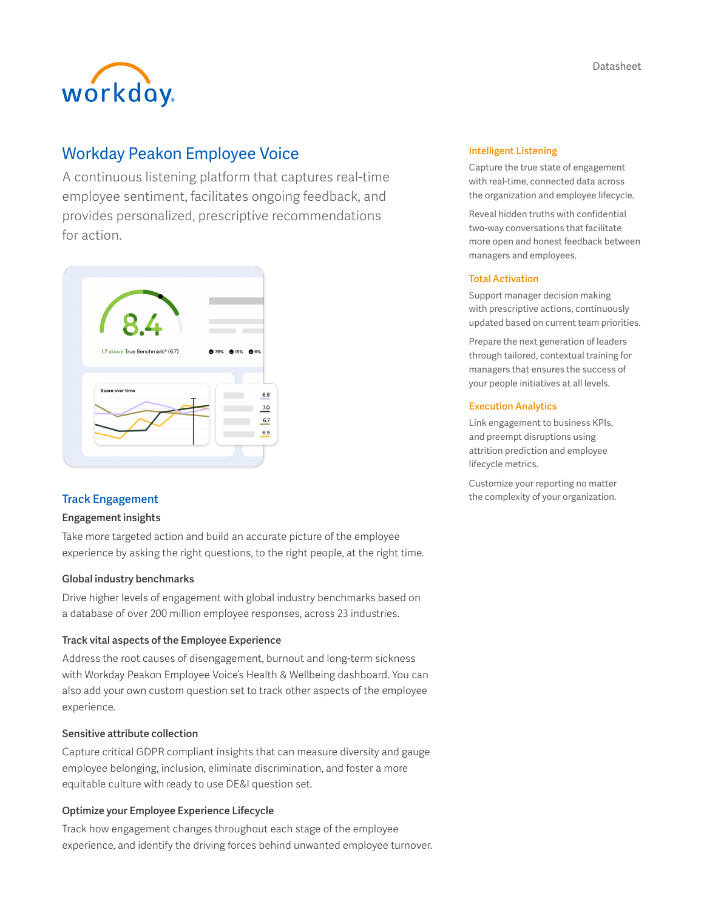Datasheet

# Workday Peakon Employee Voice

A continuous listening platform that captures real-time employee sentiment, facilitates ongoing feedback, and provides personalized, prescriptive recommendations for action.

8.4

1.7 above True Benchmark® (6.7)

79% 15% 6%

Score over time

6.9
7.0
6.7
6.9

## Track Engagement

### Engagement insights

Take more targeted action and build an accurate picture of the employee experience by asking the right questions, to the right people, at the right time.

### Global industry benchmarks

Drive higher levels of engagement with global industry benchmarks based on a database of over 200 million employee responses, across 23 industries.

### Track vital aspects of the Employee Experience

Address the root causes of disengagement, burnout and long-term sickness with Workday Peakon Employee Voice's Health & Wellbeing dashboard. You can also add your own custom question set to track other aspects of the employee experience.

### Sensitive attribute collection

Capture critical GDPR compliant insights that can measure diversity and gauge employee belonging, inclusion, eliminate discrimination, and foster a more equitable culture with ready to use DE&I question set.

### Optimize your Employee Experience Lifecycle

Track how engagement changes throughout each stage of the employee experience, and identify the driving forces behind unwanted employee turnover.

## Intelligent Listening

Capture the true state of engagement with real-time, connected data across the organization and employee lifecycle.

Reveal hidden truths with confidential two-way conversations that facilitate more open and honest feedback between managers and employees.

## Total Activation

Support manager decision making with prescriptive actions, continuously updated based on current team priorities.

Prepare the next generation of leaders through tailored, contextual training for managers that ensures the success of your people initiatives at all levels.

## Execution Analytics

Link engagement to business KPIs, and preempt disruptions using attrition prediction and employee lifecycle metrics.

Customize your reporting no matter the complexity of your organization.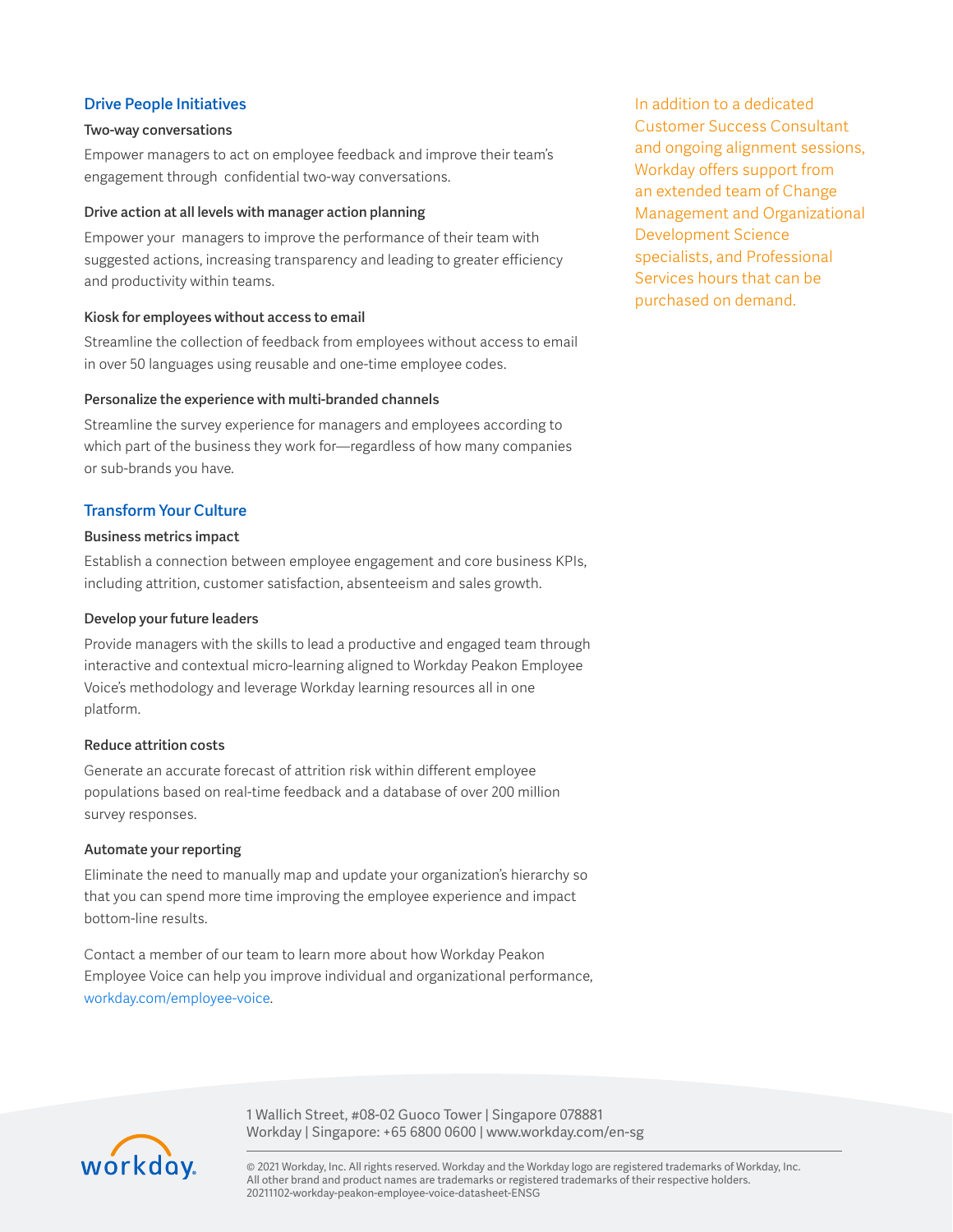## Drive People Initiatives

**Two-way conversations**

Empower managers to act on employee feedback and improve their team's engagement through confidential two-way conversations.

**Drive action at all levels with manager action planning**

Empower your managers to improve the performance of their team with suggested actions, increasing transparency and leading to greater efficiency and productivity within teams.

**Kiosk for employees without access to email**

Streamline the collection of feedback from employees without access to email in over 50 languages using reusable and one-time employee codes.

**Personalize the experience with multi-branded channels**

Streamline the survey experience for managers and employees according to which part of the business they work for—regardless of how many companies or sub-brands you have.

## Transform Your Culture

**Business metrics impact**

Establish a connection between employee engagement and core business KPIs, including attrition, customer satisfaction, absenteeism and sales growth.

**Develop your future leaders**

Provide managers with the skills to lead a productive and engaged team through interactive and contextual micro-learning aligned to Workday Peakon Employee Voice's methodology and leverage Workday learning resources all in one platform.

**Reduce attrition costs**

Generate an accurate forecast of attrition risk within different employee populations based on real-time feedback and a database of over 200 million survey responses.

**Automate your reporting**

Eliminate the need to manually map and update your organization's hierarchy so that you can spend more time improving the employee experience and impact bottom-line results.

Contact a member of our team to learn more about how Workday Peakon Employee Voice can help you improve individual and organizational performance, workday.com/employee-voice.

In addition to a dedicated Customer Success Consultant and ongoing alignment sessions, Workday offers support from an extended team of Change Management and Organizational Development Science specialists, and Professional Services hours that can be purchased on demand.

1 Wallich Street, #08-02 Guoco Tower | Singapore 078881
Workday | Singapore: +65 6800 0600 | www.workday.com/en-sg

© 2021 Workday, Inc. All rights reserved. Workday and the Workday logo are registered trademarks of Workday, Inc. All other brand and product names are trademarks or registered trademarks of their respective holders.
20211102-workday-peakon-employee-voice-datasheet-ENSG